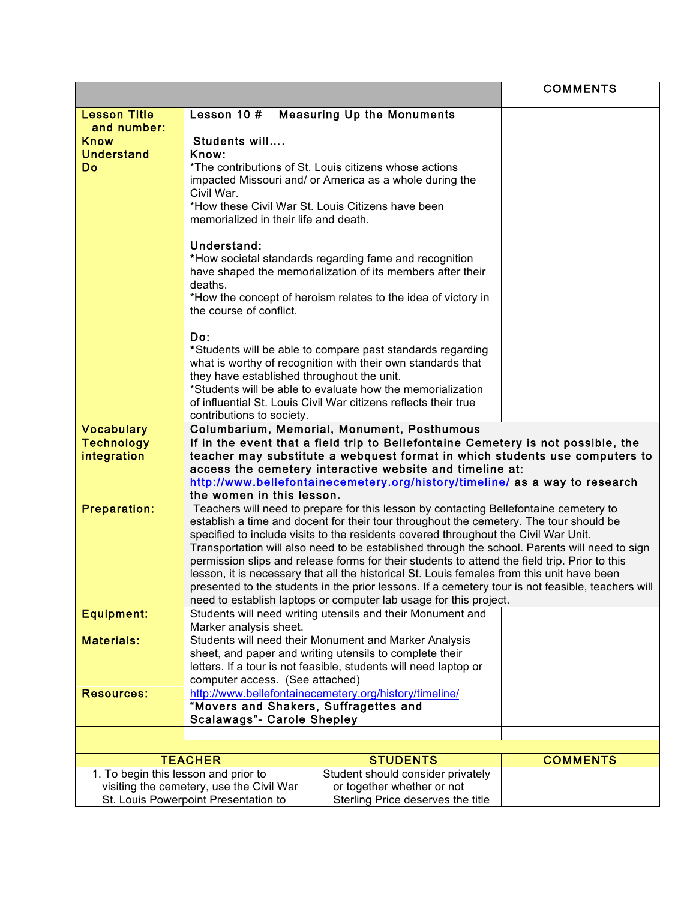| | | COMMENTS |
|---|---|---|
| **Lesson Title and number:** | **Lesson 10 #   Measuring Up the Monuments** | |
| **Know Understand Do** | **Students will….**<br>**Know:**<br>*The contributions of St. Louis citizens whose actions impacted Missouri and/ or America as a whole during the Civil War.<br>*How these Civil War St. Louis Citizens have been memorialized in their life and death.<br><br>**Understand:**<br>*How societal standards regarding fame and recognition have shaped the memorialization of its members after their deaths.<br>*How the concept of heroism relates to the idea of victory in the course of conflict.<br><br>**Do:**<br>*Students will be able to compare past standards regarding what is worthy of recognition with their own standards that they have established throughout the unit.<br>*Students will be able to evaluate how the memorialization of influential St. Louis Civil War citizens reflects their true contributions to society. | |
| **Vocabulary** | **Columbarium, Memorial, Monument, Posthumous** | |
| **Technology integration** | **If in the event that a field trip to Bellefontaine Cemetery is not possible, the teacher may substitute a webquest format in which students use computers to access the cemetery interactive website and timeline at: http://www.bellefontainecemetery.org/history/timeline/ as a way to research the women in this lesson.** | |
| **Preparation:** | Teachers will need to prepare for this lesson by contacting Bellefontaine cemetery to establish a time and docent for their tour throughout the cemetery. The tour should be specified to include visits to the residents covered throughout the Civil War Unit. Transportation will also need to be established through the school. Parents will need to sign permission slips and release forms for their students to attend the field trip. Prior to this lesson, it is necessary that all the historical St. Louis females from this unit have been presented to the students in the prior lessons. If a cemetery tour is not feasible, teachers will need to establish laptops or computer lab usage for this project. | |
| **Equipment:** | Students will need writing utensils and their Monument and Marker analysis sheet. | |
| **Materials:** | Students will need their Monument and Marker Analysis sheet, and paper and writing utensils to complete their letters. If a tour is not feasible, students will need laptop or computer access. (See attached) | |
| **Resources:** | http://www.bellefontainecemetery.org/history/timeline/<br>**"Movers and Shakers, Suffragettes and Scalawags"- Carole Shepley** | |
| | | |

| TEACHER | STUDENTS | COMMENTS |
|---|---|---|
| 1. To begin this lesson and prior to visiting the cemetery, use the Civil War St. Louis Powerpoint Presentation to | Student should consider privately or together whether or not Sterling Price deserves the title | |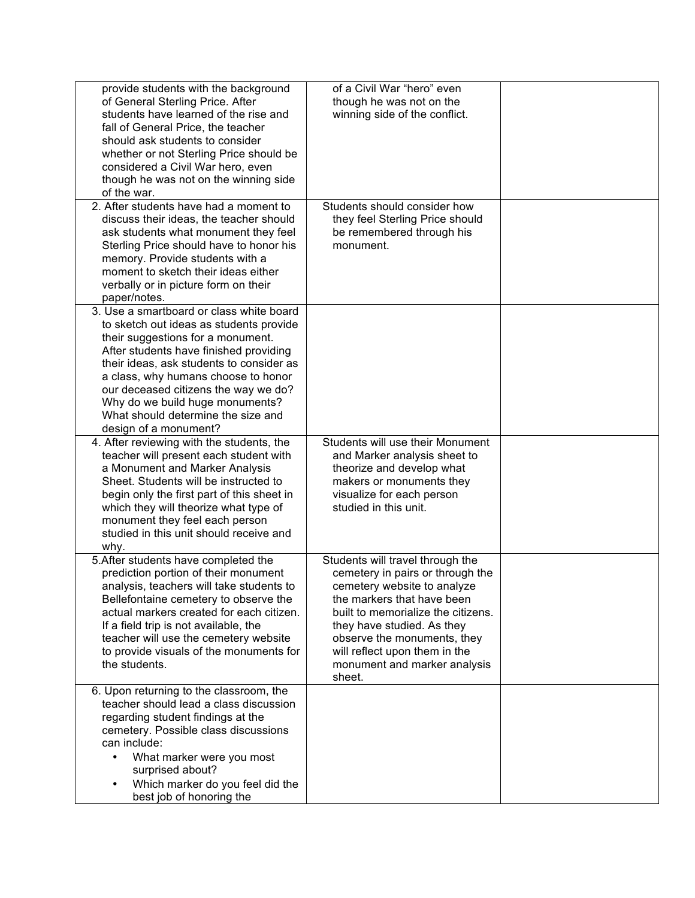| | | |
|---|---|---|
| provide students with the background of General Sterling Price. After students have learned of the rise and fall of General Price, the teacher should ask students to consider whether or not Sterling Price should be considered a Civil War hero, even though he was not on the winning side of the war. | of a Civil War "hero" even though he was not on the winning side of the conflict. | |
| 2. After students have had a moment to discuss their ideas, the teacher should ask students what monument they feel Sterling Price should have to honor his memory. Provide students with a moment to sketch their ideas either verbally or in picture form on their paper/notes. | Students should consider how they feel Sterling Price should be remembered through his monument. | |
| 3. Use a smartboard or class white board to sketch out ideas as students provide their suggestions for a monument. After students have finished providing their ideas, ask students to consider as a class, why humans choose to honor our deceased citizens the way we do? Why do we build huge monuments? What should determine the size and design of a monument? | | |
| 4. After reviewing with the students, the teacher will present each student with a Monument and Marker Analysis Sheet. Students will be instructed to begin only the first part of this sheet in which they will theorize what type of monument they feel each person studied in this unit should receive and why. | Students will use their Monument and Marker analysis sheet to theorize and develop what makers or monuments they visualize for each person studied in this unit. | |
| 5.After students have completed the prediction portion of their monument analysis, teachers will take students to Bellefontaine cemetery to observe the actual markers created for each citizen. If a field trip is not available, the teacher will use the cemetery website to provide visuals of the monuments for the students. | Students will travel through the cemetery in pairs or through the cemetery website to analyze the markers that have been built to memorialize the citizens. they have studied. As they observe the monuments, they will reflect upon them in the monument and marker analysis sheet. | |
| 6. Upon returning to the classroom, the teacher should lead a class discussion regarding student findings at the cemetery. Possible class discussions can include:<br>• What marker were you most surprised about?<br>• Which marker do you feel did the best job of honoring the | | |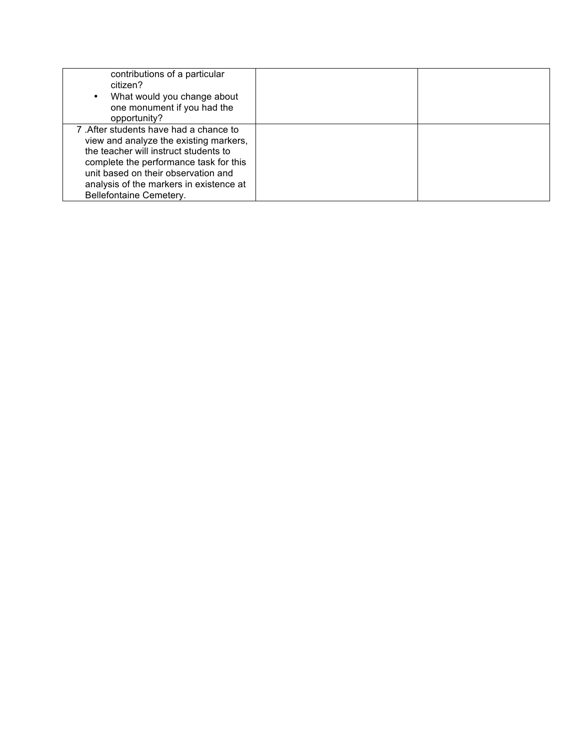| | | |
|---|---|---|
| contributions of a particular citizen?<br>• What would you change about one monument if you had the opportunity? | | |
| 7 .After students have had a chance to view and analyze the existing markers, the teacher will instruct students to complete the performance task for this unit based on their observation and analysis of the markers in existence at Bellefontaine Cemetery. | | |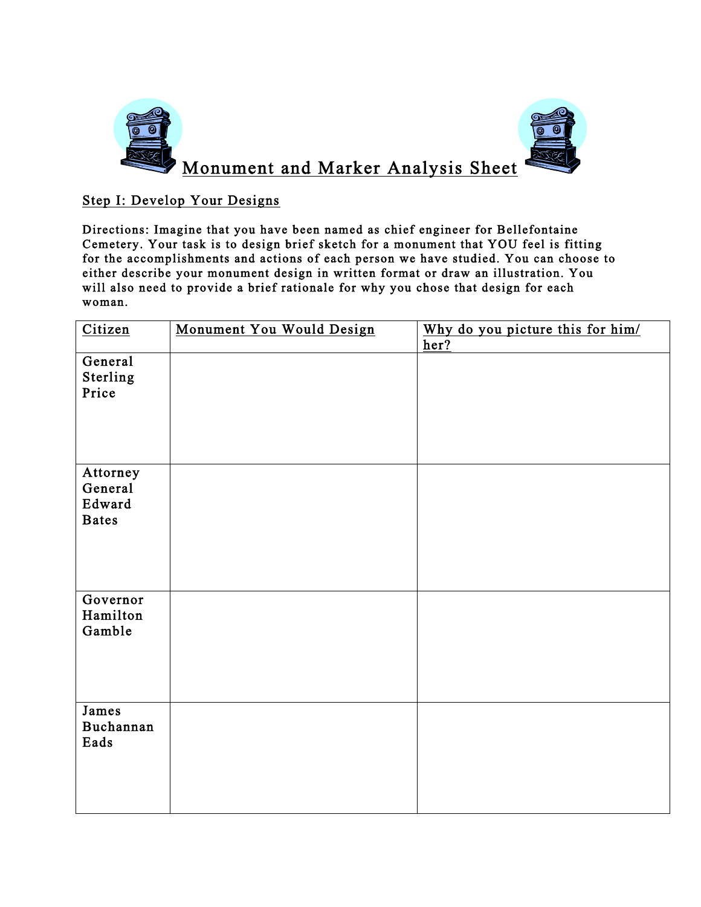# Monument and Marker Analysis Sheet

## Step I: Develop Your Designs

Directions: Imagine that you have been named as chief engineer for Bellefontaine Cemetery. Your task is to design brief sketch for a monument that YOU feel is fitting for the accomplishments and actions of each person we have studied. You can choose to either describe your monument design in written format or draw an illustration. You will also need to provide a brief rationale for why you chose that design for each woman.

| Citizen | Monument You Would Design | Why do you picture this for him/her? |
|---|---|---|
| General Sterling Price | | |
| Attorney General Edward Bates | | |
| Governor Hamilton Gamble | | |
| James Buchannan Eads | | |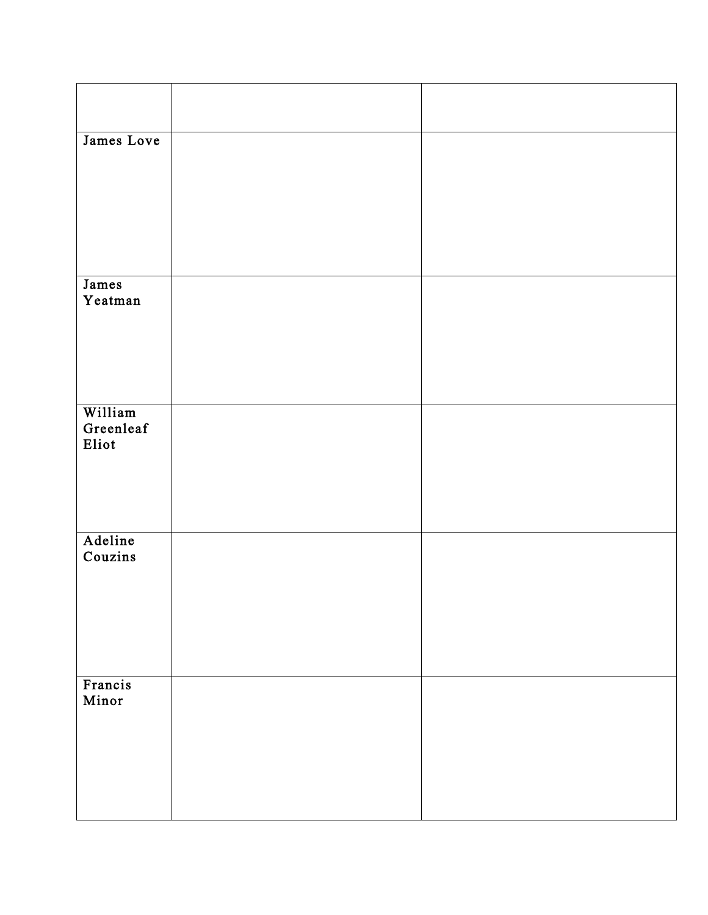| | | |
|---|---|---|
| James Love | | |
| James Yeatman | | |
| William Greenleaf Eliot | | |
| Adeline Couzins | | |
| Francis Minor | | |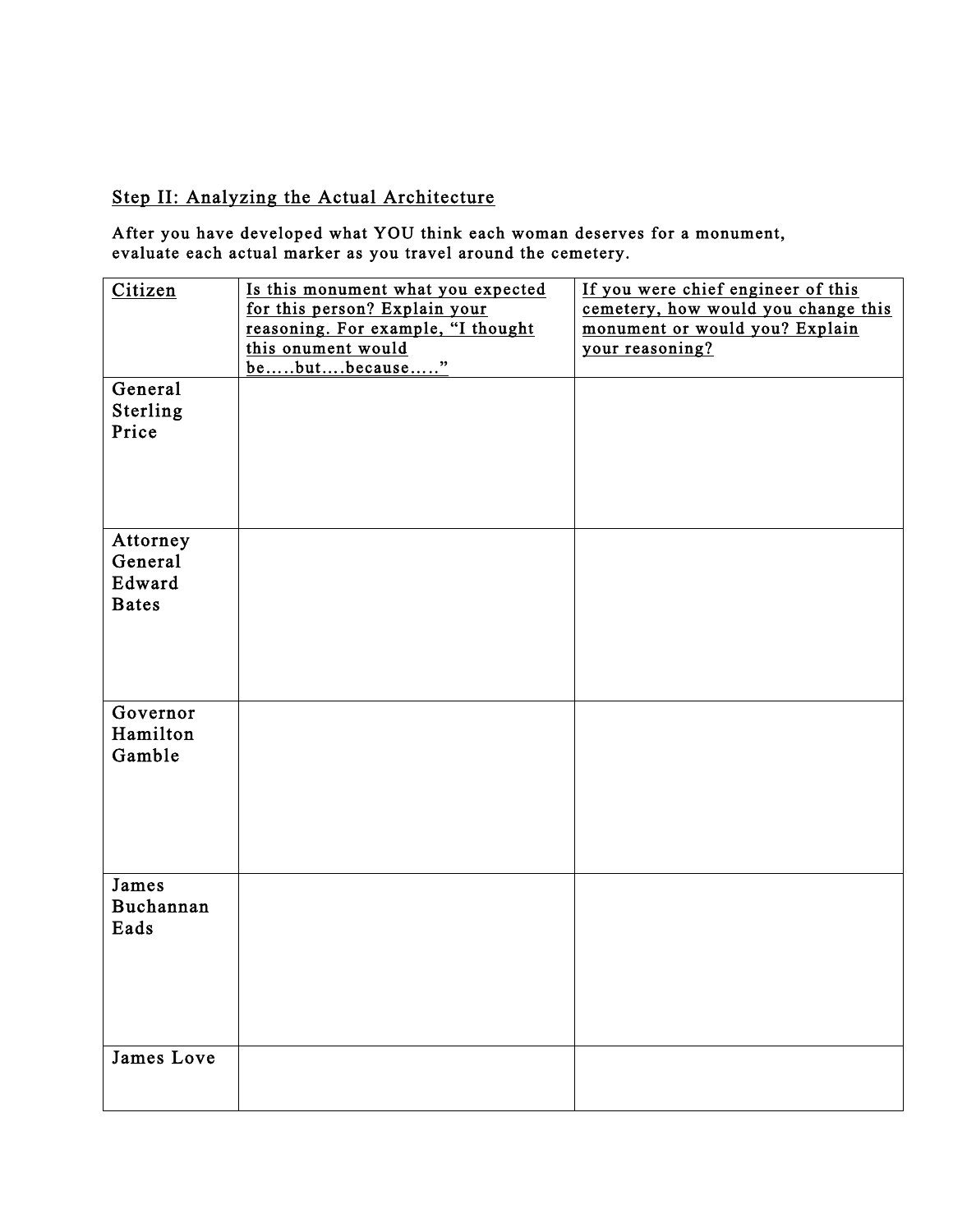## Step II: Analyzing the Actual Architecture

After you have developed what YOU think each woman deserves for a monument, evaluate each actual marker as you travel around the cemetery.

| Citizen | Is this monument what you expected for this person? Explain your reasoning. For example, "I thought this onument would be.....but....because....." | If you were chief engineer of this cemetery, how would you change this monument or would you? Explain your reasoning? |
|---|---|---|
| General Sterling Price | | |
| Attorney General Edward Bates | | |
| Governor Hamilton Gamble | | |
| James Buchannan Eads | | |
| James Love | | |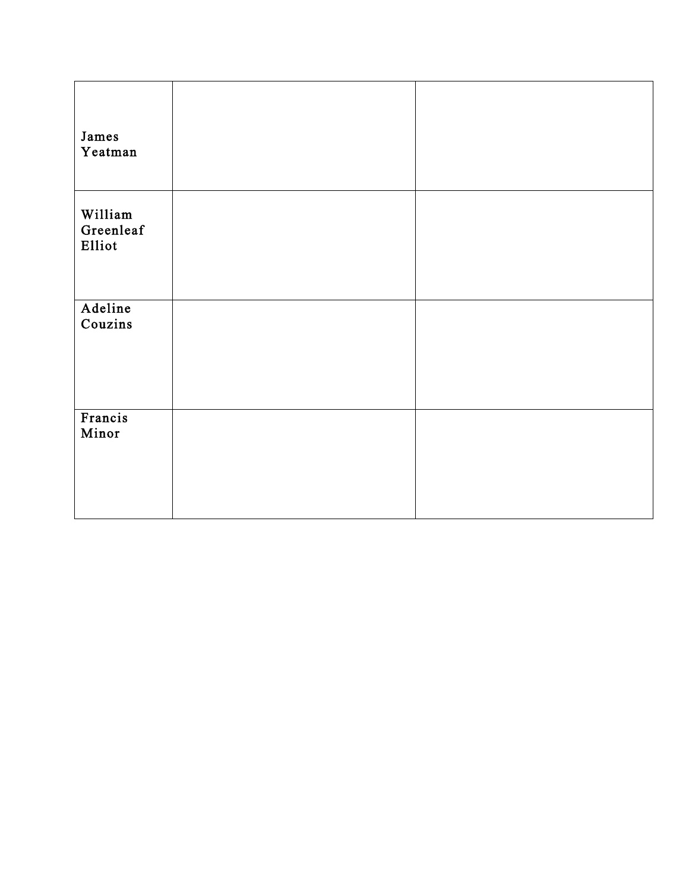| | | |
|---|---|---|
| James Yeatman | | |
| William Greenleaf Elliot | | |
| Adeline Couzins | | |
| Francis Minor | | |